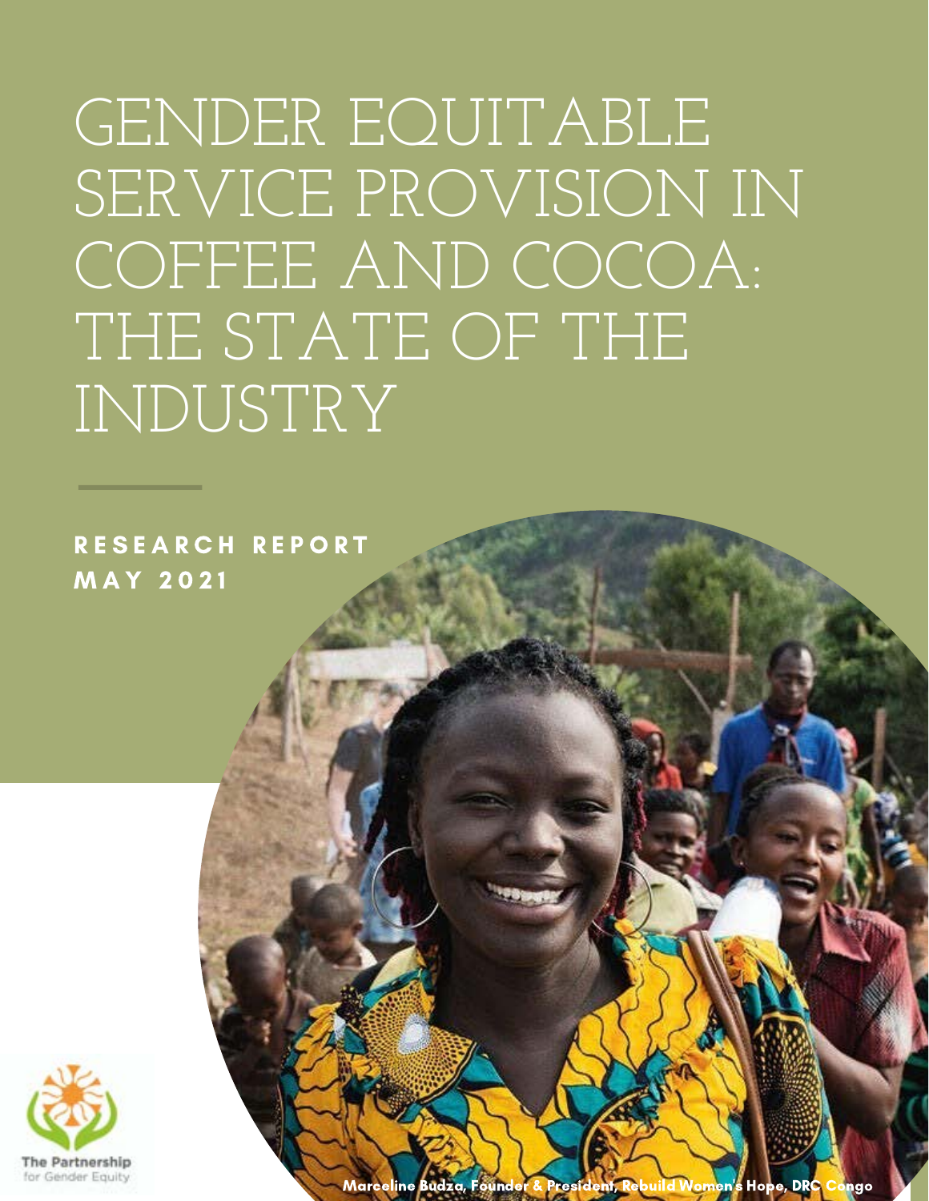# GENDER EQUITABLE SERVICE PROVISION IN COFFEE AND COCOA: THE STATE OF THE INDUSTRY

**RESEARCH REPORT**
**MAY 2021**

Marceline Budza, Founder & President, Rebuild Women's Hope, DRC Congo

The Partnership for Gender Equity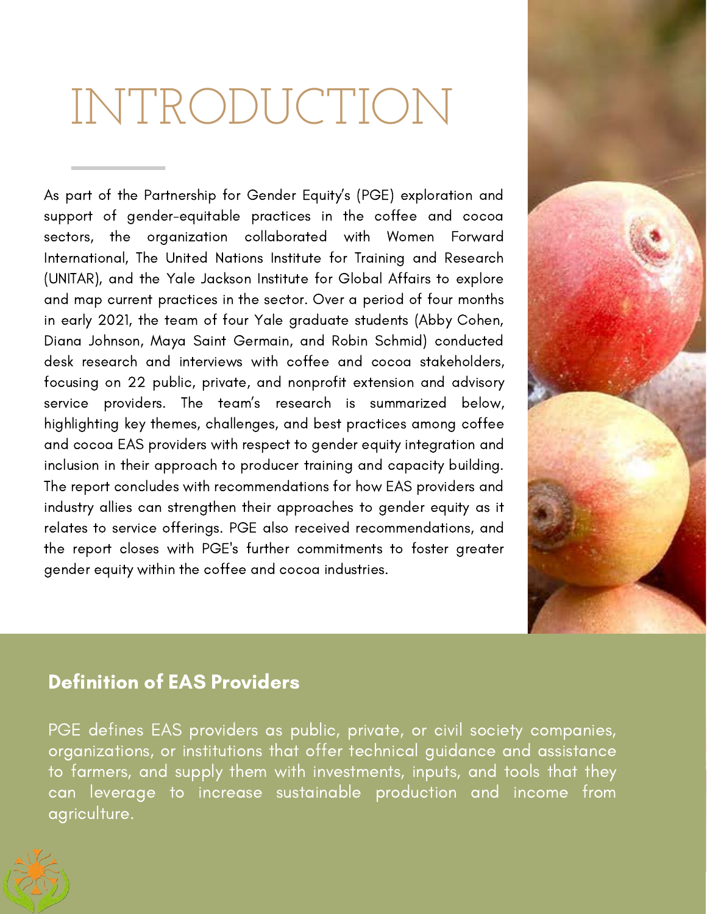# INTRODUCTION

As part of the Partnership for Gender Equity's (PGE) exploration and support of gender-equitable practices in the coffee and cocoa sectors, the organization collaborated with Women Forward International, The United Nations Institute for Training and Research (UNITAR), and the Yale Jackson Institute for Global Affairs to explore and map current practices in the sector. Over a period of four months in early 2021, the team of four Yale graduate students (Abby Cohen, Diana Johnson, Maya Saint Germain, and Robin Schmid) conducted desk research and interviews with coffee and cocoa stakeholders, focusing on 22 public, private, and nonprofit extension and advisory service providers. The team's research is summarized below, highlighting key themes, challenges, and best practices among coffee and cocoa EAS providers with respect to gender equity integration and inclusion in their approach to producer training and capacity building. The report concludes with recommendations for how EAS providers and industry allies can strengthen their approaches to gender equity as it relates to service offerings. PGE also received recommendations, and the report closes with PGE's further commitments to foster greater gender equity within the coffee and cocoa industries.

## Definition of EAS Providers

PGE defines EAS providers as public, private, or civil society companies, organizations, or institutions that offer technical guidance and assistance to farmers, and supply them with investments, inputs, and tools that they can leverage to increase sustainable production and income from agriculture.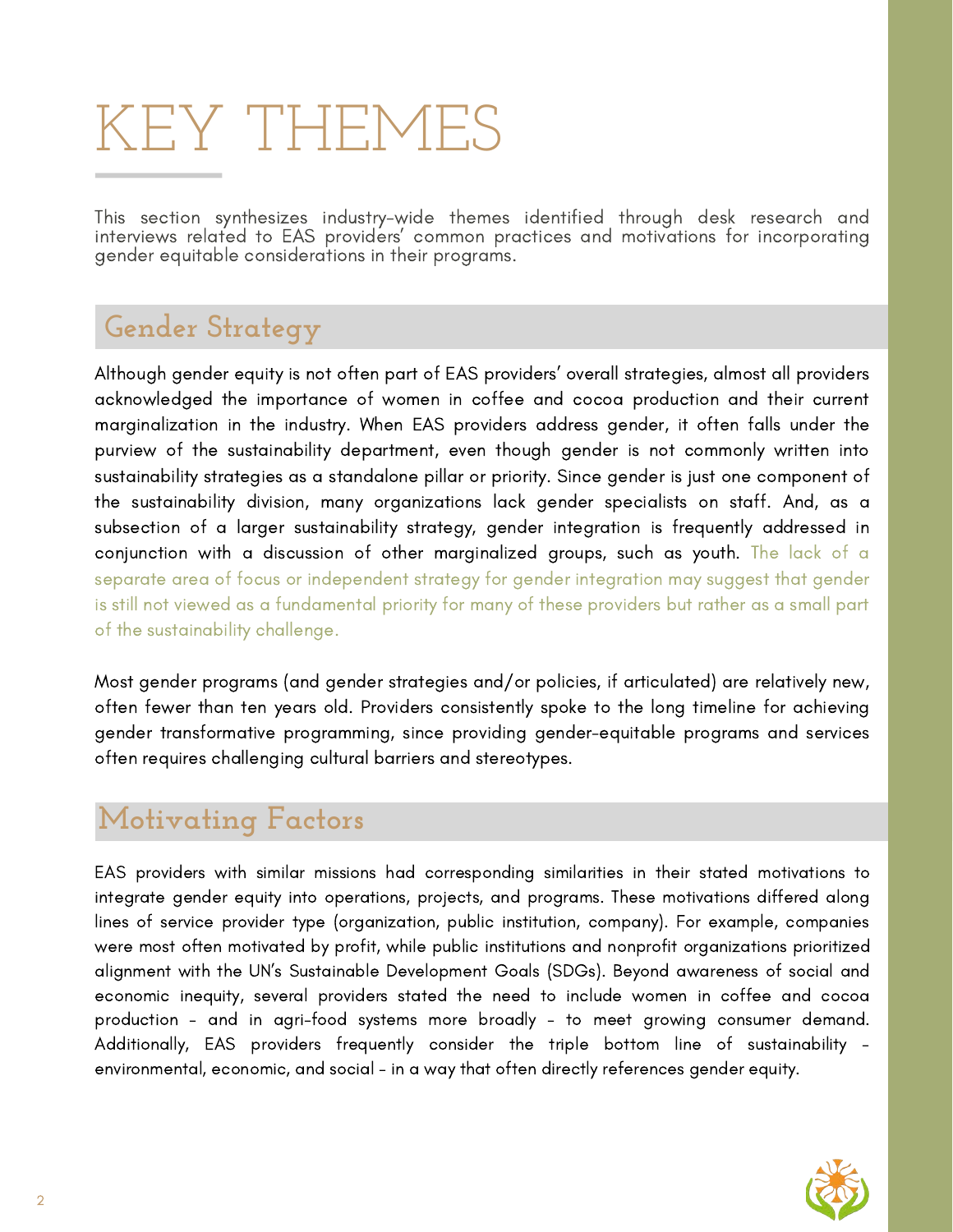# KEY THEMES

This section synthesizes industry-wide themes identified through desk research and interviews related to EAS providers' common practices and motivations for incorporating gender equitable considerations in their programs.

## Gender Strategy

Although gender equity is not often part of EAS providers' overall strategies, almost all providers acknowledged the importance of women in coffee and cocoa production and their current marginalization in the industry. When EAS providers address gender, it often falls under the purview of the sustainability department, even though gender is not commonly written into sustainability strategies as a standalone pillar or priority. Since gender is just one component of the sustainability division, many organizations lack gender specialists on staff. And, as a subsection of a larger sustainability strategy, gender integration is frequently addressed in conjunction with a discussion of other marginalized groups, such as youth. The lack of a separate area of focus or independent strategy for gender integration may suggest that gender is still not viewed as a fundamental priority for many of these providers but rather as a small part of the sustainability challenge.

Most gender programs (and gender strategies and/or policies, if articulated) are relatively new, often fewer than ten years old. Providers consistently spoke to the long timeline for achieving gender transformative programming, since providing gender-equitable programs and services often requires challenging cultural barriers and stereotypes.

## Motivating Factors

EAS providers with similar missions had corresponding similarities in their stated motivations to integrate gender equity into operations, projects, and programs. These motivations differed along lines of service provider type (organization, public institution, company). For example, companies were most often motivated by profit, while public institutions and nonprofit organizations prioritized alignment with the UN's Sustainable Development Goals (SDGs). Beyond awareness of social and economic inequity, several providers stated the need to include women in coffee and cocoa production – and in agri-food systems more broadly – to meet growing consumer demand. Additionally, EAS providers frequently consider the triple bottom line of sustainability – environmental, economic, and social – in a way that often directly references gender equity.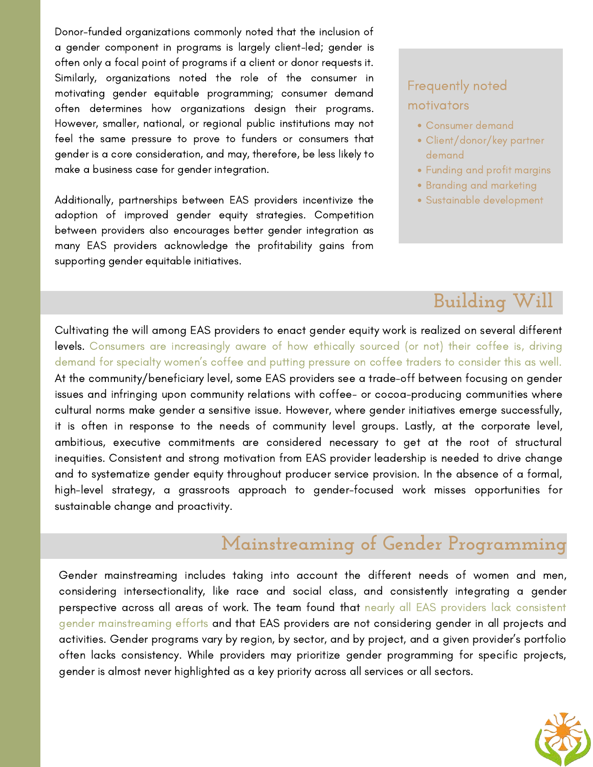Donor-funded organizations commonly noted that the inclusion of a gender component in programs is largely client-led; gender is often only a focal point of programs if a client or donor requests it. Similarly, organizations noted the role of the consumer in motivating gender equitable programming; consumer demand often determines how organizations design their programs. However, smaller, national, or regional public institutions may not feel the same pressure to prove to funders or consumers that gender is a core consideration, and may, therefore, be less likely to make a business case for gender integration.

Additionally, partnerships between EAS providers incentivize the adoption of improved gender equity strategies. Competition between providers also encourages better gender integration as many EAS providers acknowledge the profitability gains from supporting gender equitable initiatives.

### Frequently noted motivators

- Consumer demand
- Client/donor/key partner demand
- Funding and profit margins
- Branding and marketing
- Sustainable development

## Building Will

Cultivating the will among EAS providers to enact gender equity work is realized on several different levels. Consumers are increasingly aware of how ethically sourced (or not) their coffee is, driving demand for specialty women's coffee and putting pressure on coffee traders to consider this as well. At the community/beneficiary level, some EAS providers see a trade-off between focusing on gender issues and infringing upon community relations with coffee- or cocoa-producing communities where cultural norms make gender a sensitive issue. However, where gender initiatives emerge successfully, it is often in response to the needs of community level groups. Lastly, at the corporate level, ambitious, executive commitments are considered necessary to get at the root of structural inequities. Consistent and strong motivation from EAS provider leadership is needed to drive change and to systematize gender equity throughout producer service provision. In the absence of a formal, high-level strategy, a grassroots approach to gender-focused work misses opportunities for sustainable change and proactivity.

## Mainstreaming of Gender Programming

Gender mainstreaming includes taking into account the different needs of women and men, considering intersectionality, like race and social class, and consistently integrating a gender perspective across all areas of work. The team found that nearly all EAS providers lack consistent gender mainstreaming efforts and that EAS providers are not considering gender in all projects and activities. Gender programs vary by region, by sector, and by project, and a given provider's portfolio often lacks consistency. While providers may prioritize gender programming for specific projects, gender is almost never highlighted as a key priority across all services or all sectors.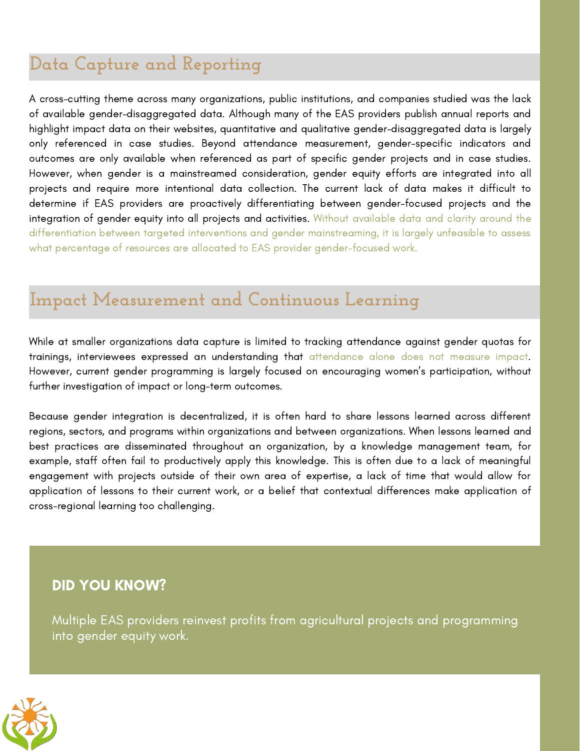## Data Capture and Reporting

A cross-cutting theme across many organizations, public institutions, and companies studied was the lack of available gender-disaggregated data. Although many of the EAS providers publish annual reports and highlight impact data on their websites, quantitative and qualitative gender-disaggregated data is largely only referenced in case studies. Beyond attendance measurement, gender-specific indicators and outcomes are only available when referenced as part of specific gender projects and in case studies. However, when gender is a mainstreamed consideration, gender equity efforts are integrated into all projects and require more intentional data collection. The current lack of data makes it difficult to determine if EAS providers are proactively differentiating between gender-focused projects and the integration of gender equity into all projects and activities. Without available data and clarity around the differentiation between targeted interventions and gender mainstreaming, it is largely unfeasible to assess what percentage of resources are allocated to EAS provider gender-focused work.

## Impact Measurement and Continuous Learning

While at smaller organizations data capture is limited to tracking attendance against gender quotas for trainings, interviewees expressed an understanding that attendance alone does not measure impact. However, current gender programming is largely focused on encouraging women's participation, without further investigation of impact or long-term outcomes.

Because gender integration is decentralized, it is often hard to share lessons learned across different regions, sectors, and programs within organizations and between organizations. When lessons learned and best practices are disseminated throughout an organization, by a knowledge management team, for example, staff often fail to productively apply this knowledge. This is often due to a lack of meaningful engagement with projects outside of their own area of expertise, a lack of time that would allow for application of lessons to their current work, or a belief that contextual differences make application of cross-regional learning too challenging.

**DID YOU KNOW?**

Multiple EAS providers reinvest profits from agricultural projects and programming into gender equity work.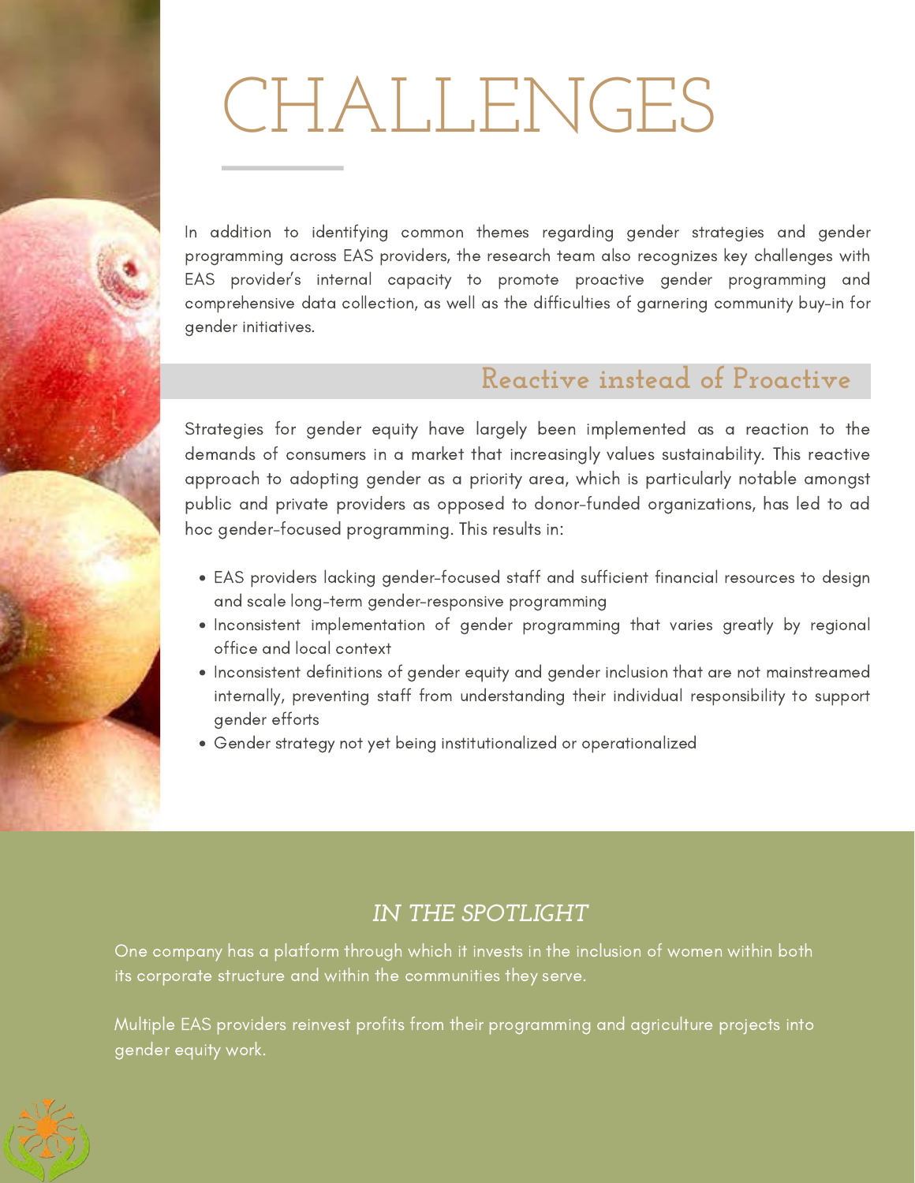# CHALLENGES

In addition to identifying common themes regarding gender strategies and gender programming across EAS providers, the research team also recognizes key challenges with EAS provider's internal capacity to promote proactive gender programming and comprehensive data collection, as well as the difficulties of garnering community buy-in for gender initiatives.

## Reactive instead of Proactive

Strategies for gender equity have largely been implemented as a reaction to the demands of consumers in a market that increasingly values sustainability. This reactive approach to adopting gender as a priority area, which is particularly notable amongst public and private providers as opposed to donor-funded organizations, has led to ad hoc gender-focused programming. This results in:

- EAS providers lacking gender-focused staff and sufficient financial resources to design and scale long-term gender-responsive programming
- Inconsistent implementation of gender programming that varies greatly by regional office and local context
- Inconsistent definitions of gender equity and gender inclusion that are not mainstreamed internally, preventing staff from understanding their individual responsibility to support gender efforts
- Gender strategy not yet being institutionalized or operationalized

### *IN THE SPOTLIGHT*

One company has a platform through which it invests in the inclusion of women within both its corporate structure and within the communities they serve.

Multiple EAS providers reinvest profits from their programming and agriculture projects into gender equity work.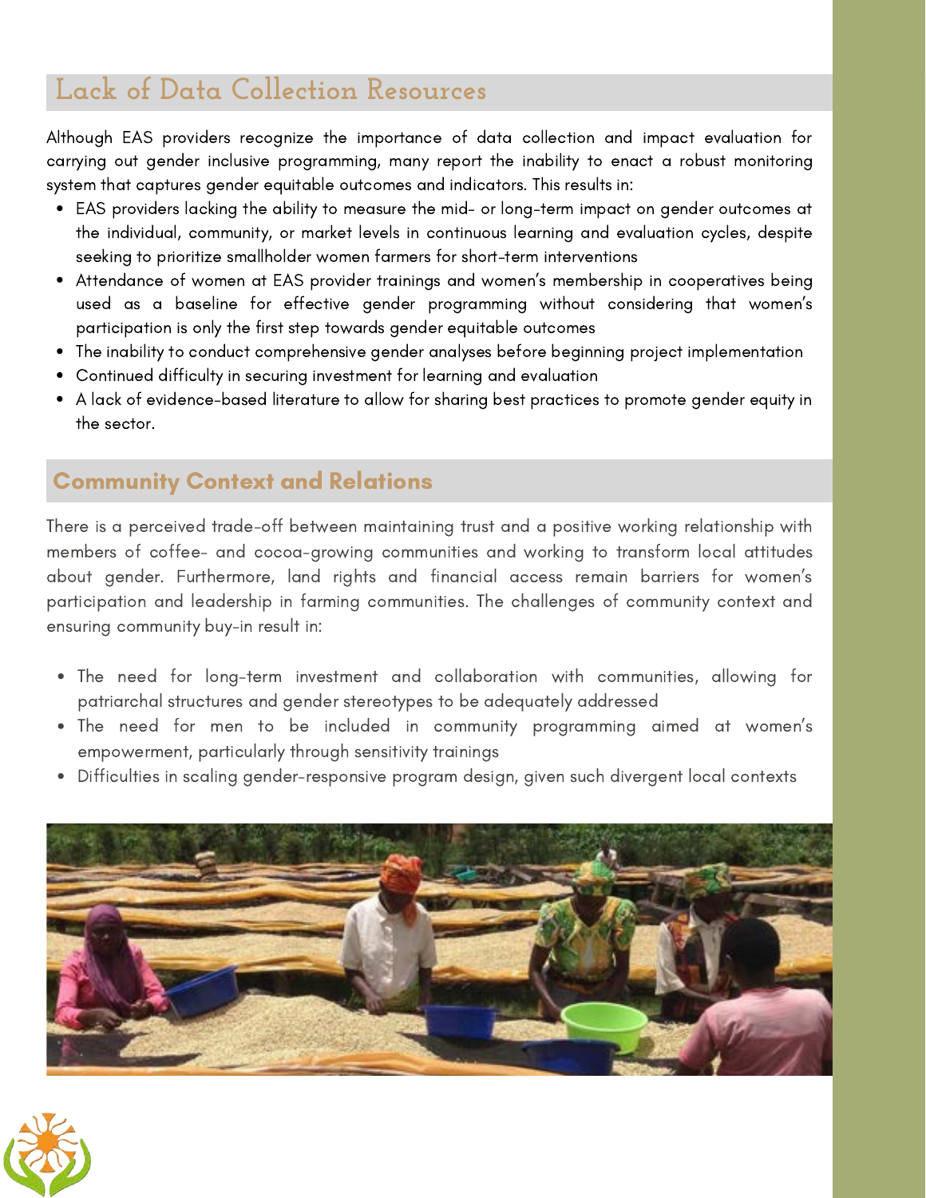## Lack of Data Collection Resources

Although EAS providers recognize the importance of data collection and impact evaluation for carrying out gender inclusive programming, many report the inability to enact a robust monitoring system that captures gender equitable outcomes and indicators. This results in:

- EAS providers lacking the ability to measure the mid- or long-term impact on gender outcomes at the individual, community, or market levels in continuous learning and evaluation cycles, despite seeking to prioritize smallholder women farmers for short-term interventions
- Attendance of women at EAS provider trainings and women's membership in cooperatives being used as a baseline for effective gender programming without considering that women's participation is only the first step towards gender equitable outcomes
- The inability to conduct comprehensive gender analyses before beginning project implementation
- Continued difficulty in securing investment for learning and evaluation
- A lack of evidence-based literature to allow for sharing best practices to promote gender equity in the sector.

## Community Context and Relations

There is a perceived trade-off between maintaining trust and a positive working relationship with members of coffee- and cocoa-growing communities and working to transform local attitudes about gender. Furthermore, land rights and financial access remain barriers for women's participation and leadership in farming communities. The challenges of community context and ensuring community buy-in result in:

- The need for long-term investment and collaboration with communities, allowing for patriarchal structures and gender stereotypes to be adequately addressed
- The need for men to be included in community programming aimed at women's empowerment, particularly through sensitivity trainings
- Difficulties in scaling gender-responsive program design, given such divergent local contexts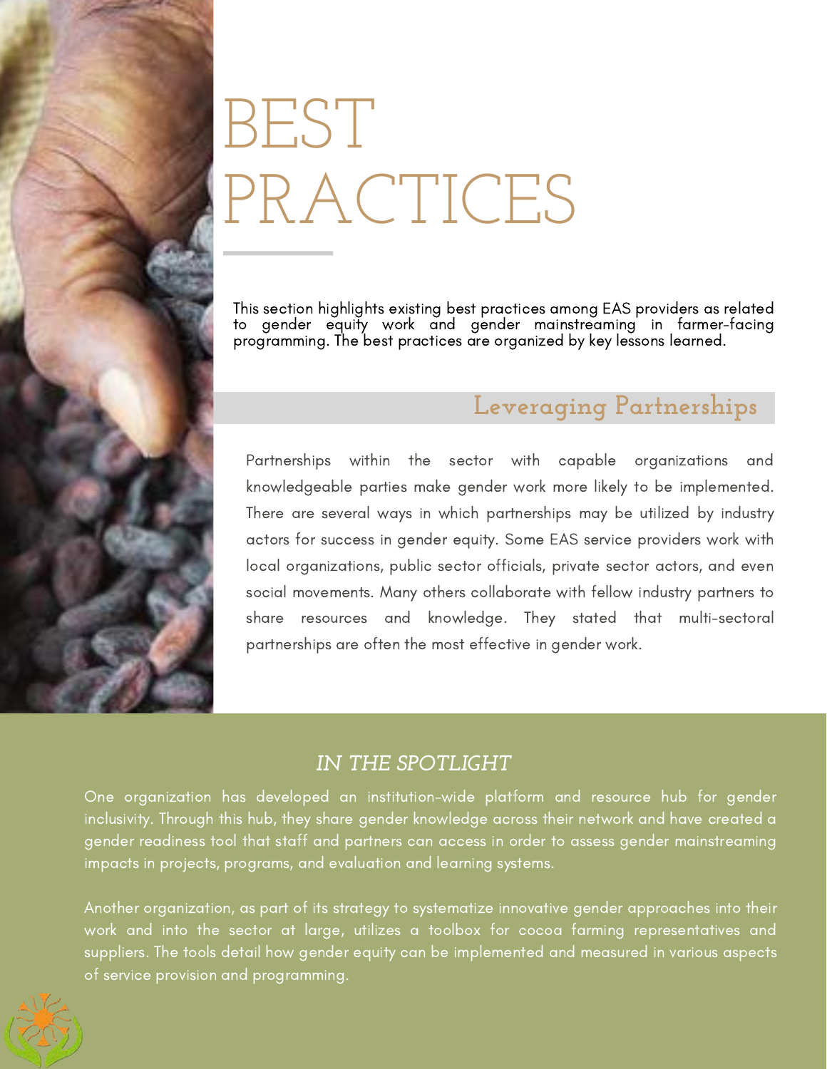# BEST PRACTICES

This section highlights existing best practices among EAS providers as related to gender equity work and gender mainstreaming in farmer-facing programming. The best practices are organized by key lessons learned.

## Leveraging Partnerships

Partnerships within the sector with capable organizations and knowledgeable parties make gender work more likely to be implemented. There are several ways in which partnerships may be utilized by industry actors for success in gender equity. Some EAS service providers work with local organizations, public sector officials, private sector actors, and even social movements. Many others collaborate with fellow industry partners to share resources and knowledge. They stated that multi-sectoral partnerships are often the most effective in gender work.

### *IN THE SPOTLIGHT*

One organization has developed an institution-wide platform and resource hub for gender inclusivity. Through this hub, they share gender knowledge across their network and have created a gender readiness tool that staff and partners can access in order to assess gender mainstreaming impacts in projects, programs, and evaluation and learning systems.

Another organization, as part of its strategy to systematize innovative gender approaches into their work and into the sector at large, utilizes a toolbox for cocoa farming representatives and suppliers. The tools detail how gender equity can be implemented and measured in various aspects of service provision and programming.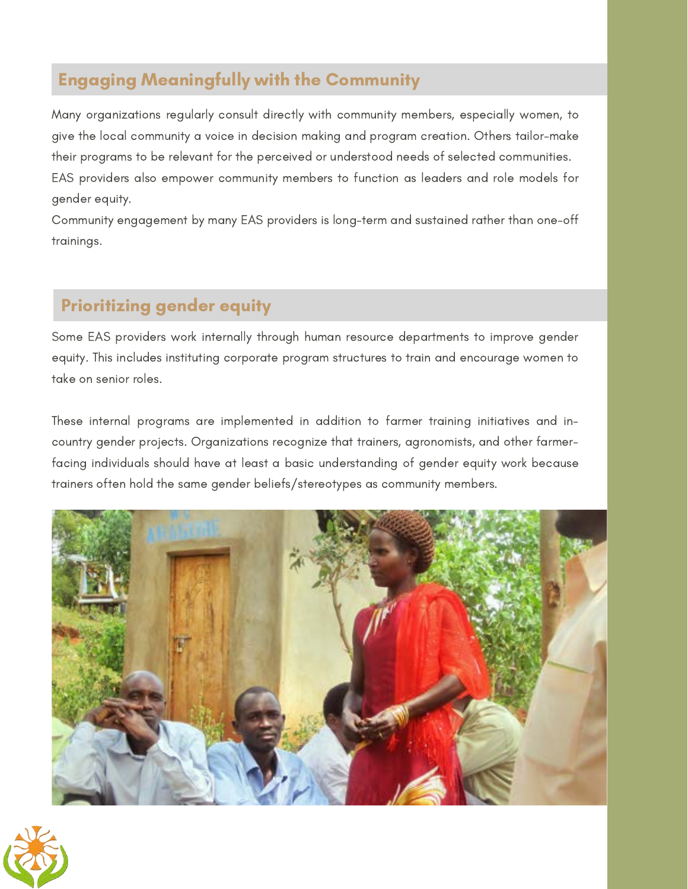## Engaging Meaningfully with the Community

Many organizations regularly consult directly with community members, especially women, to give the local community a voice in decision making and program creation. Others tailor-make their programs to be relevant for the perceived or understood needs of selected communities. EAS providers also empower community members to function as leaders and role models for gender equity.

Community engagement by many EAS providers is long-term and sustained rather than one-off trainings.

## Prioritizing gender equity

Some EAS providers work internally through human resource departments to improve gender equity. This includes instituting corporate program structures to train and encourage women to take on senior roles.

These internal programs are implemented in addition to farmer training initiatives and in-country gender projects. Organizations recognize that trainers, agronomists, and other farmer-facing individuals should have at least a basic understanding of gender equity work because trainers often hold the same gender beliefs/stereotypes as community members.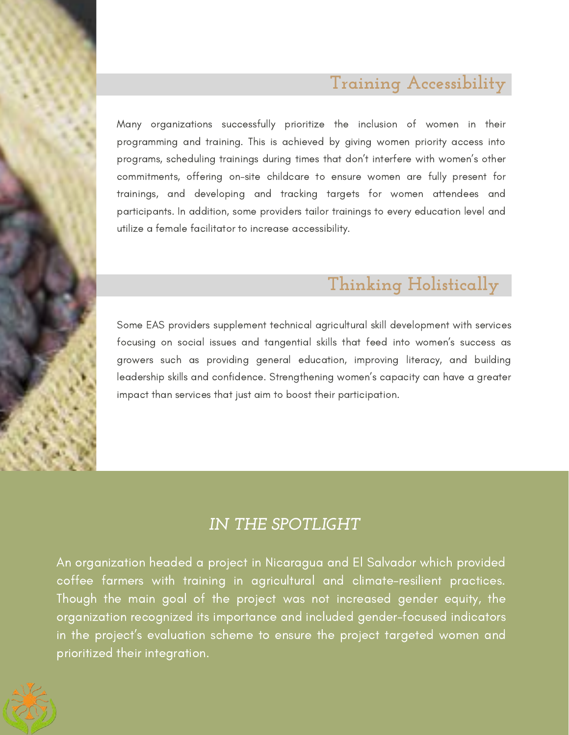## Training Accessibility

Many organizations successfully prioritize the inclusion of women in their programming and training. This is achieved by giving women priority access into programs, scheduling trainings during times that don't interfere with women's other commitments, offering on-site childcare to ensure women are fully present for trainings, and developing and tracking targets for women attendees and participants. In addition, some providers tailor trainings to every education level and utilize a female facilitator to increase accessibility.

## Thinking Holistically

Some EAS providers supplement technical agricultural skill development with services focusing on social issues and tangential skills that feed into women's success as growers such as providing general education, improving literacy, and building leadership skills and confidence. Strengthening women's capacity can have a greater impact than services that just aim to boost their participation.

### *IN THE SPOTLIGHT*

An organization headed a project in Nicaragua and El Salvador which provided coffee farmers with training in agricultural and climate-resilient practices. Though the main goal of the project was not increased gender equity, the organization recognized its importance and included gender-focused indicators in the project's evaluation scheme to ensure the project targeted women and prioritized their integration.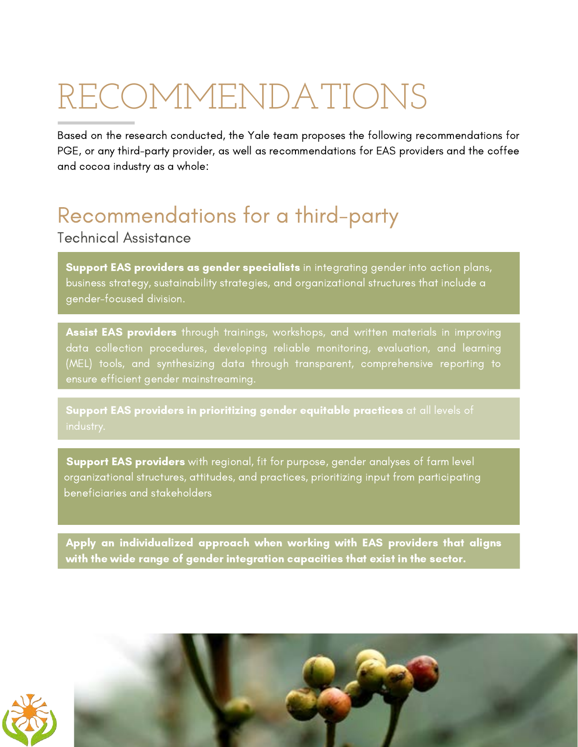# RECOMMENDATIONS

Based on the research conducted, the Yale team proposes the following recommendations for PGE, or any third-party provider, as well as recommendations for EAS providers and the coffee and cocoa industry as a whole:

## Recommendations for a third-party

### Technical Assistance

**Support EAS providers as gender specialists** in integrating gender into action plans, business strategy, sustainability strategies, and organizational structures that include a gender-focused division.

**Assist EAS providers** through trainings, workshops, and written materials in improving data collection procedures, developing reliable monitoring, evaluation, and learning (MEL) tools, and synthesizing data through transparent, comprehensive reporting to ensure efficient gender mainstreaming.

**Support EAS providers in prioritizing gender equitable practices** at all levels of industry.

**Support EAS providers** with regional, fit for purpose, gender analyses of farm level organizational structures, attitudes, and practices, prioritizing input from participating beneficiaries and stakeholders

**Apply an individualized approach when working with EAS providers that aligns with the wide range of gender integration capacities that exist in the sector.**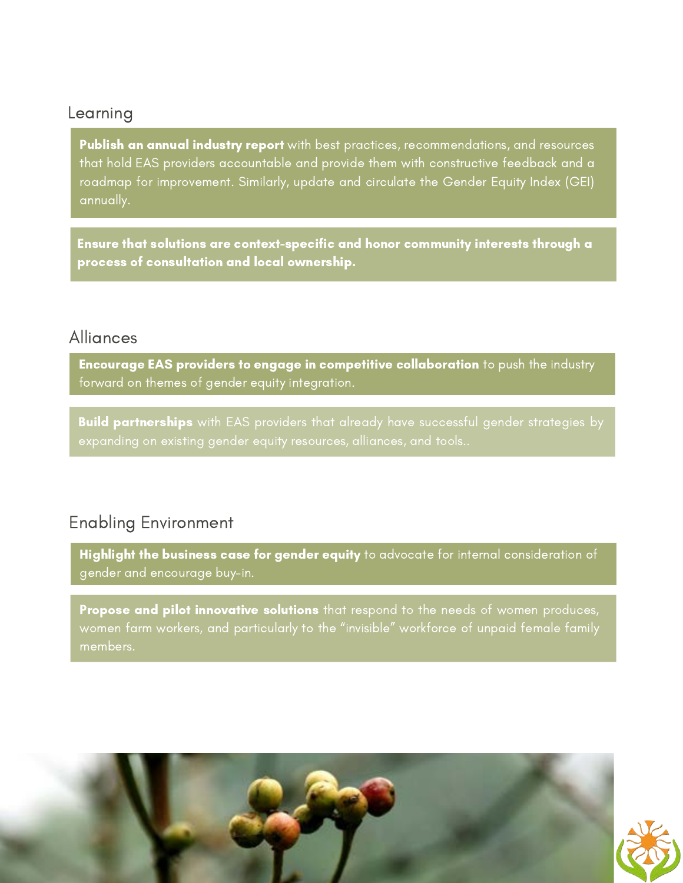## Learning

**Publish an annual industry report** with best practices, recommendations, and resources that hold EAS providers accountable and provide them with constructive feedback and a roadmap for improvement. Similarly, update and circulate the Gender Equity Index (GEI) annually.

**Ensure that solutions are context-specific and honor community interests through a process of consultation and local ownership.**

## Alliances

**Encourage EAS providers to engage in competitive collaboration** to push the industry forward on themes of gender equity integration.

**Build partnerships** with EAS providers that already have successful gender strategies by expanding on existing gender equity resources, alliances, and tools..

## Enabling Environment

**Highlight the business case for gender equity** to advocate for internal consideration of gender and encourage buy-in.

**Propose and pilot innovative solutions** that respond to the needs of women produces, women farm workers, and particularly to the "invisible" workforce of unpaid female family members.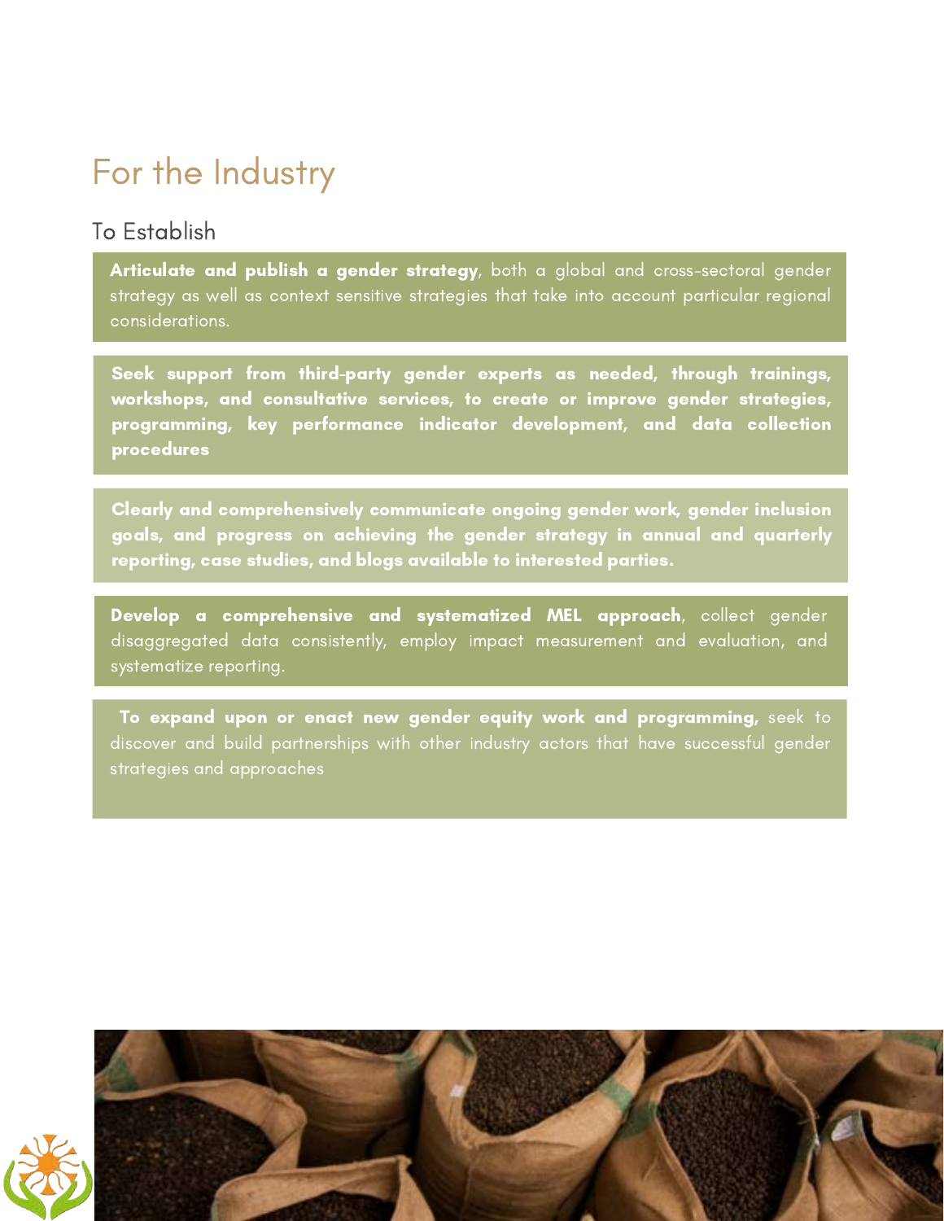# For the Industry

## To Establish

**Articulate and publish a gender strategy**, both a global and cross-sectoral gender strategy as well as context sensitive strategies that take into account particular regional considerations.

**Seek support from third-party gender experts as needed, through trainings, workshops, and consultative services, to create or improve gender strategies, programming, key performance indicator development, and data collection procedures**

**Clearly and comprehensively communicate ongoing gender work, gender inclusion goals, and progress on achieving the gender strategy in annual and quarterly reporting, case studies, and blogs available to interested parties.**

**Develop a comprehensive and systematized MEL approach**, collect gender disaggregated data consistently, employ impact measurement and evaluation, and systematize reporting.

**To expand upon or enact new gender equity work and programming,** seek to discover and build partnerships with other industry actors that have successful gender strategies and approaches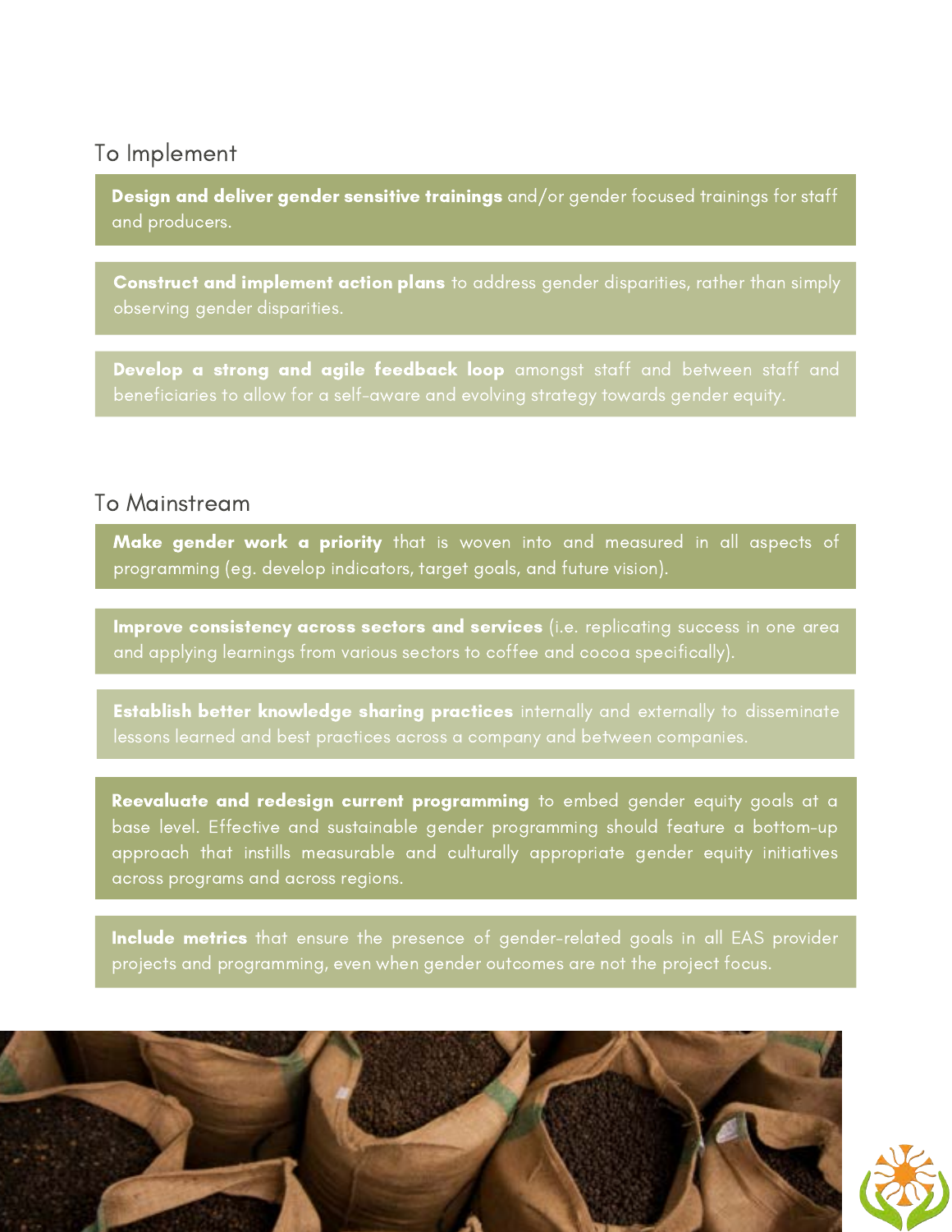## To Implement

**Design and deliver gender sensitive trainings** and/or gender focused trainings for staff and producers.

**Construct and implement action plans** to address gender disparities, rather than simply observing gender disparities.

**Develop a strong and agile feedback loop** amongst staff and between staff and beneficiaries to allow for a self-aware and evolving strategy towards gender equity.

## To Mainstream

**Make gender work a priority** that is woven into and measured in all aspects of programming (eg. develop indicators, target goals, and future vision).

**Improve consistency across sectors and services** (i.e. replicating success in one area and applying learnings from various sectors to coffee and cocoa specifically).

**Establish better knowledge sharing practices** internally and externally to disseminate lessons learned and best practices across a company and between companies.

**Reevaluate and redesign current programming** to embed gender equity goals at a base level. Effective and sustainable gender programming should feature a bottom-up approach that instills measurable and culturally appropriate gender equity initiatives across programs and across regions.

**Include metrics** that ensure the presence of gender-related goals in all EAS provider projects and programming, even when gender outcomes are not the project focus.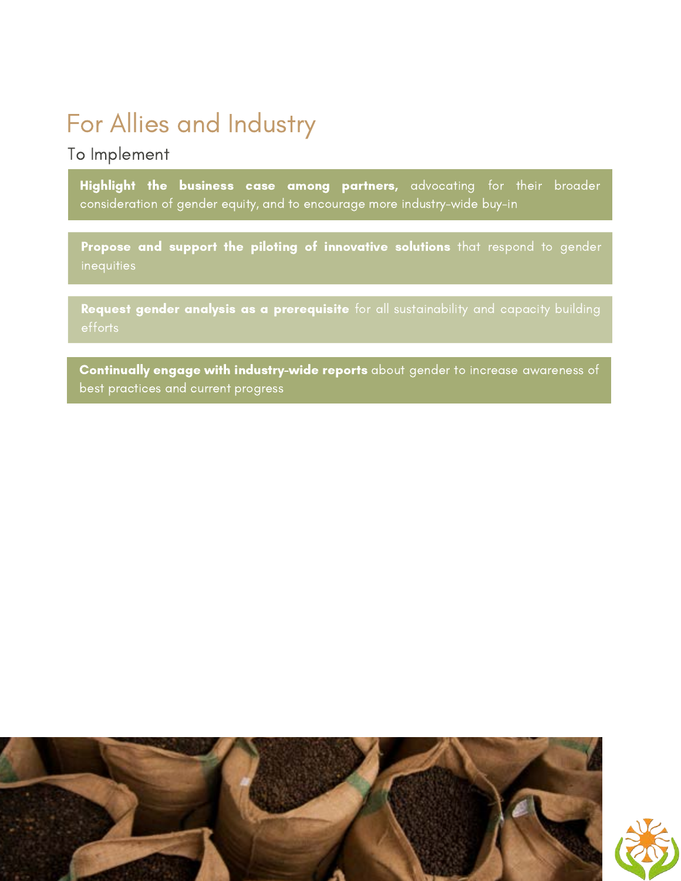# For Allies and Industry

## To Implement

**Highlight the business case among partners,** advocating for their broader consideration of gender equity, and to encourage more industry-wide buy-in

**Propose and support the piloting of innovative solutions** that respond to gender inequities

**Request gender analysis as a prerequisite** for all sustainability and capacity building efforts

**Continually engage with industry-wide reports** about gender to increase awareness of best practices and current progress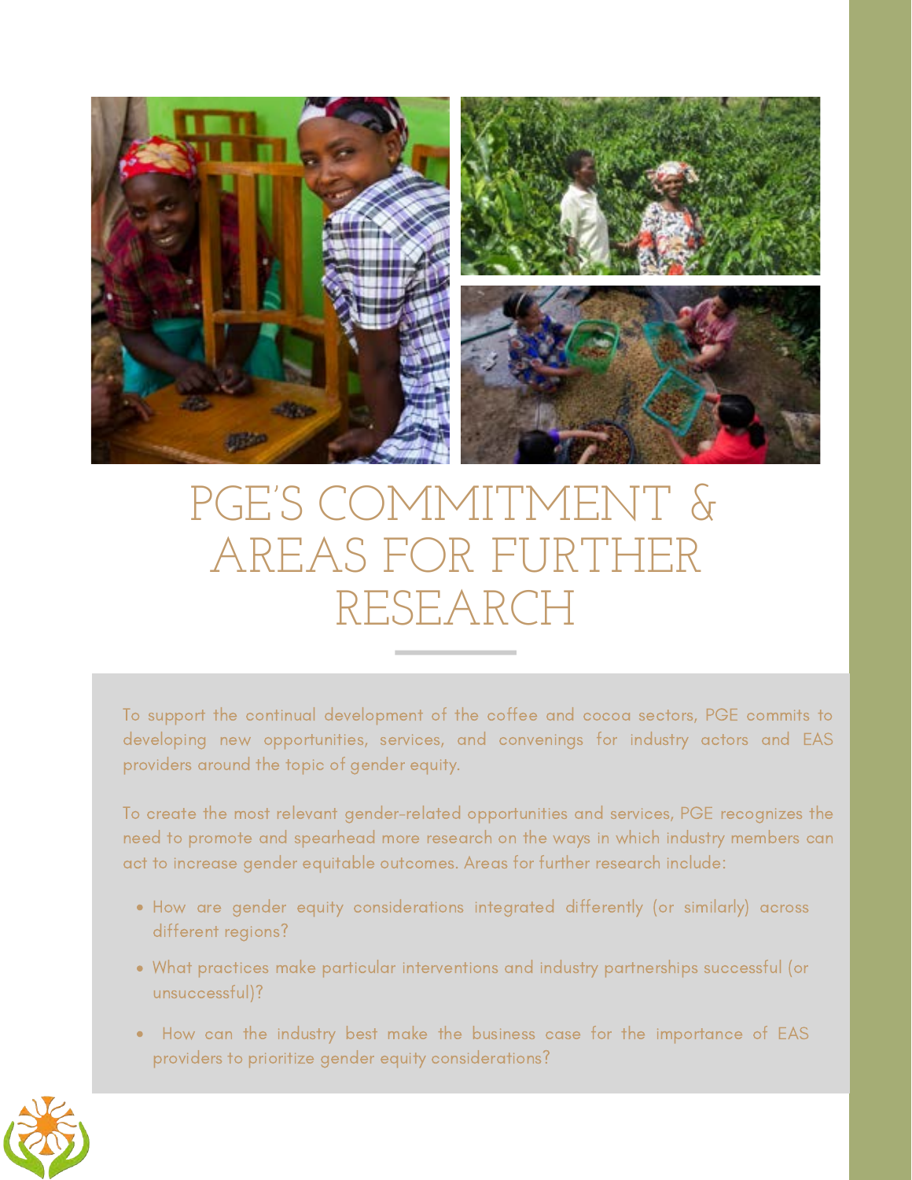# PGE'S COMMITMENT & AREAS FOR FURTHER RESEARCH

To support the continual development of the coffee and cocoa sectors, PGE commits to developing new opportunities, services, and convenings for industry actors and EAS providers around the topic of gender equity.

To create the most relevant gender-related opportunities and services, PGE recognizes the need to promote and spearhead more research on the ways in which industry members can act to increase gender equitable outcomes. Areas for further research include:

- How are gender equity considerations integrated differently (or similarly) across different regions?
- What practices make particular interventions and industry partnerships successful (or unsuccessful)?
- How can the industry best make the business case for the importance of EAS providers to prioritize gender equity considerations?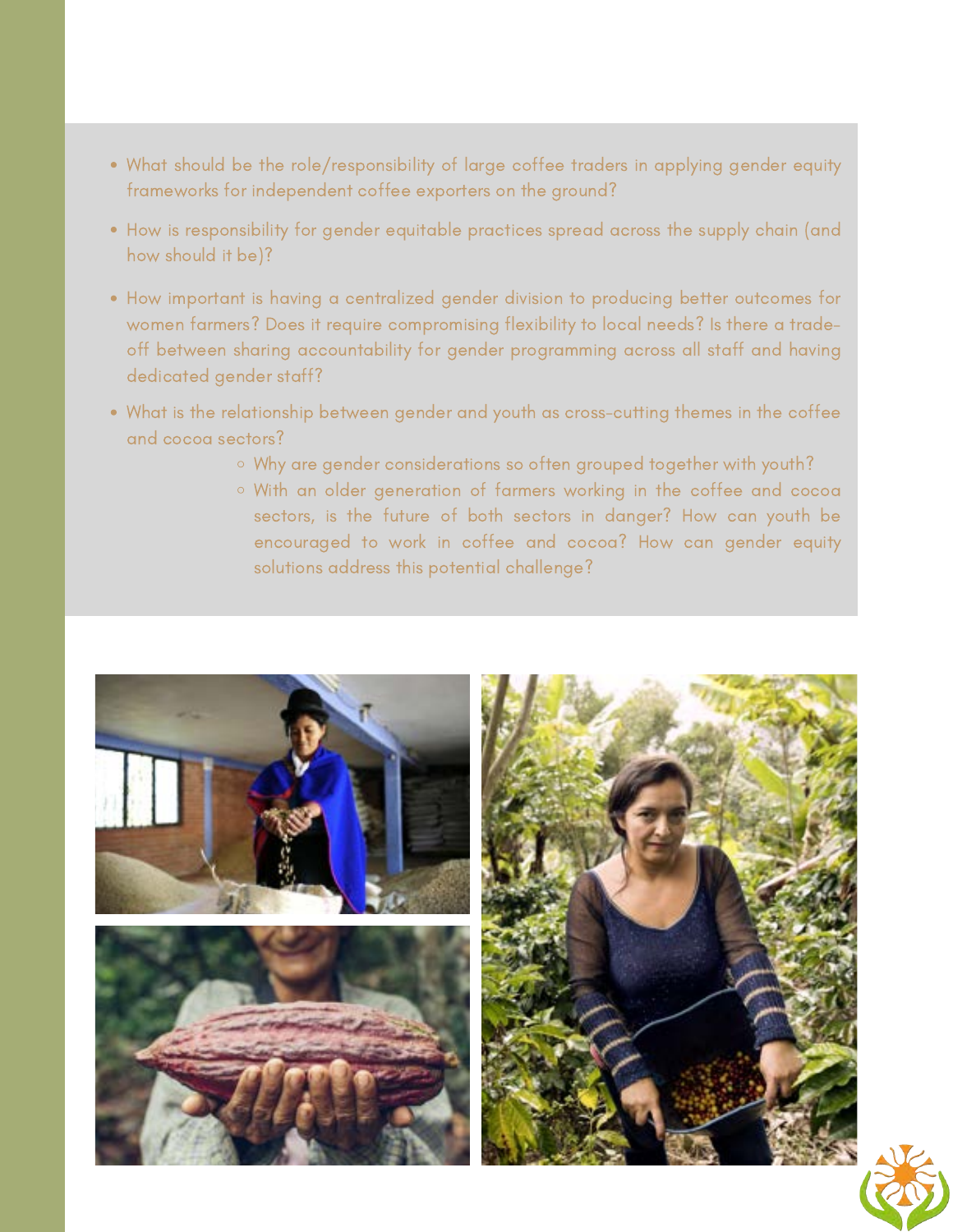- What should be the role/responsibility of large coffee traders in applying gender equity frameworks for independent coffee exporters on the ground?
- How is responsibility for gender equitable practices spread across the supply chain (and how should it be)?
- How important is having a centralized gender division to producing better outcomes for women farmers? Does it require compromising flexibility to local needs? Is there a trade-off between sharing accountability for gender programming across all staff and having dedicated gender staff?
- What is the relationship between gender and youth as cross-cutting themes in the coffee and cocoa sectors?
    - Why are gender considerations so often grouped together with youth?
    - With an older generation of farmers working in the coffee and cocoa sectors, is the future of both sectors in danger? How can youth be encouraged to work in coffee and cocoa? How can gender equity solutions address this potential challenge?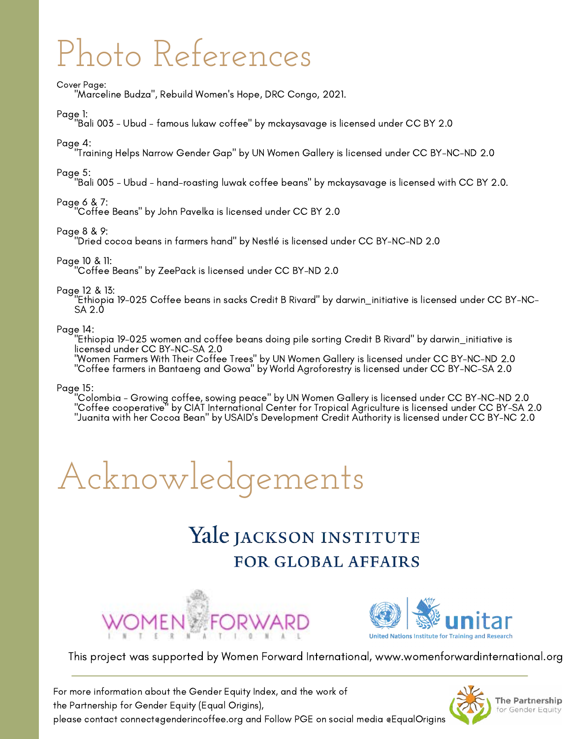# Photo References

Cover Page:
"Marceline Budza", Rebuild Women's Hope, DRC Congo, 2021.

Page 1:
"Bali 003 - Ubud - famous lukaw coffee" by mckaysavage is licensed under CC BY 2.0

Page 4:
"Training Helps Narrow Gender Gap" by UN Women Gallery is licensed under CC BY-NC-ND 2.0

Page 5:
"Bali 005 - Ubud - hand-roasting luwak coffee beans" by mckaysavage is licensed with CC BY 2.0.

Page 6 & 7:
"Coffee Beans" by John Pavelka is licensed under CC BY 2.0

Page 8 & 9:
"Dried cocoa beans in farmers hand" by Nestlé is licensed under CC BY-NC-ND 2.0

Page 10 & 11:
"Coffee Beans" by ZeePack is licensed under CC BY-ND 2.0

Page 12 & 13:
"Ethiopia 19-025 Coffee beans in sacks Credit B Rivard" by darwin_initiative is licensed under CC BY-NC-SA 2.0

Page 14:
"Ethiopia 19-025 women and coffee beans doing pile sorting Credit B Rivard" by darwin_initiative is licensed under CC BY-NC-SA 2.0
"Women Farmers With Their Coffee Trees" by UN Women Gallery is licensed under CC BY-NC-ND 2.0
"Coffee farmers in Bantaeng and Gowa" by World Agroforestry is licensed under CC BY-NC-SA 2.0

Page 15:
"Colombia - Growing coffee, sowing peace" by UN Women Gallery is licensed under CC BY-NC-ND 2.0
"Coffee cooperative" by CIAT International Center for Tropical Agriculture is licensed under CC BY-SA 2.0
"Juanita with her Cocoa Bean" by USAID's Development Credit Authority is licensed under CC BY-NC 2.0

# Acknowledgements

Yale JACKSON INSTITUTE FOR GLOBAL AFFAIRS

WOMEN FORWARD INTERNATIONAL

unitar United Nations Institute for Training and Research

This project was supported by Women Forward International, www.womenforwardinternational.org

For more information about the Gender Equity Index, and the work of the Partnership for Gender Equity (Equal Origins), please contact connect@genderincoffee.org and Follow PGE on social media @EqualOrigins

The Partnership for Gender Equity